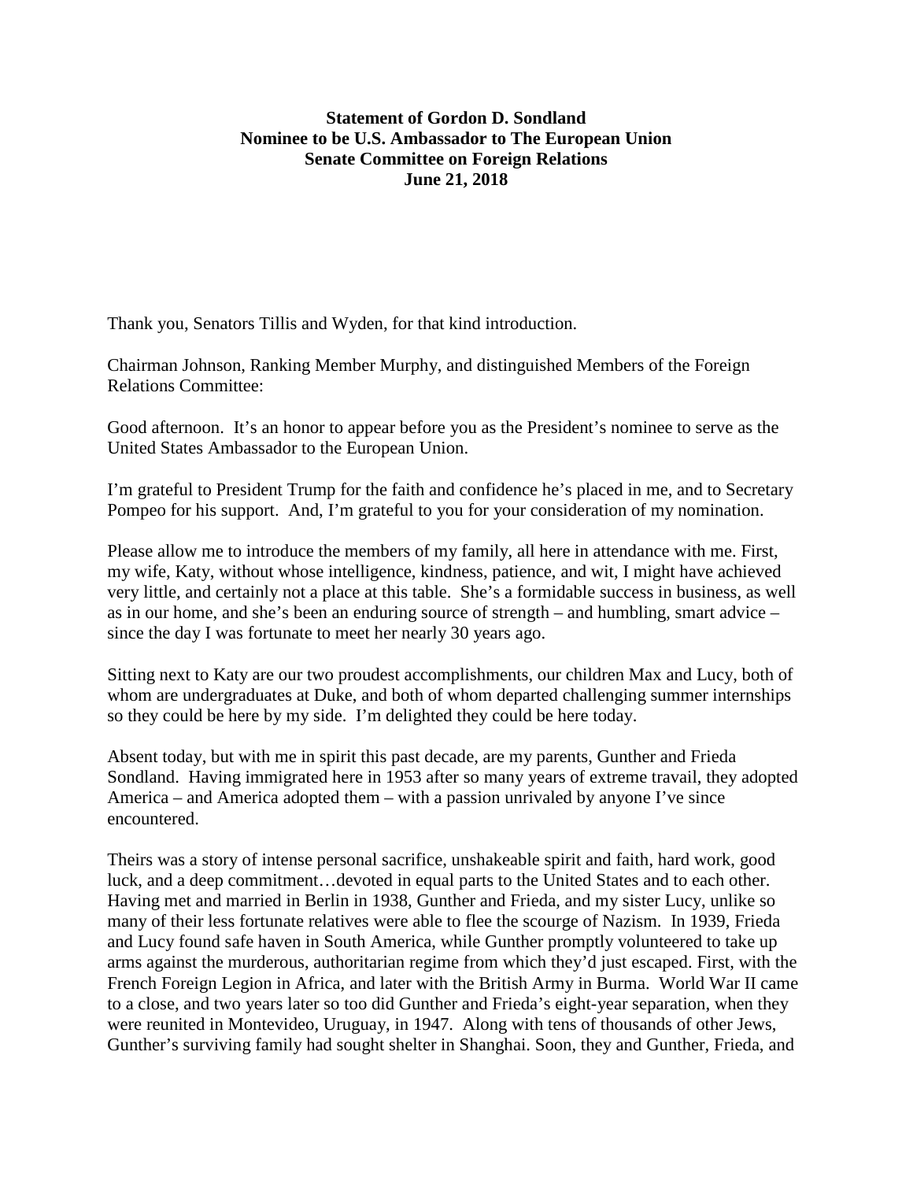**Statement of Gordon D. Sondland**
**Nominee to be U.S. Ambassador to The European Union**
**Senate Committee on Foreign Relations**
**June 21, 2018**

Thank you, Senators Tillis and Wyden, for that kind introduction.

Chairman Johnson, Ranking Member Murphy, and distinguished Members of the Foreign Relations Committee:

Good afternoon. It's an honor to appear before you as the President's nominee to serve as the United States Ambassador to the European Union.

I'm grateful to President Trump for the faith and confidence he's placed in me, and to Secretary Pompeo for his support. And, I'm grateful to you for your consideration of my nomination.

Please allow me to introduce the members of my family, all here in attendance with me. First, my wife, Katy, without whose intelligence, kindness, patience, and wit, I might have achieved very little, and certainly not a place at this table. She's a formidable success in business, as well as in our home, and she's been an enduring source of strength – and humbling, smart advice – since the day I was fortunate to meet her nearly 30 years ago.

Sitting next to Katy are our two proudest accomplishments, our children Max and Lucy, both of whom are undergraduates at Duke, and both of whom departed challenging summer internships so they could be here by my side. I'm delighted they could be here today.

Absent today, but with me in spirit this past decade, are my parents, Gunther and Frieda Sondland. Having immigrated here in 1953 after so many years of extreme travail, they adopted America – and America adopted them – with a passion unrivaled by anyone I've since encountered.

Theirs was a story of intense personal sacrifice, unshakeable spirit and faith, hard work, good luck, and a deep commitment…devoted in equal parts to the United States and to each other. Having met and married in Berlin in 1938, Gunther and Frieda, and my sister Lucy, unlike so many of their less fortunate relatives were able to flee the scourge of Nazism. In 1939, Frieda and Lucy found safe haven in South America, while Gunther promptly volunteered to take up arms against the murderous, authoritarian regime from which they'd just escaped. First, with the French Foreign Legion in Africa, and later with the British Army in Burma. World War II came to a close, and two years later so too did Gunther and Frieda's eight-year separation, when they were reunited in Montevideo, Uruguay, in 1947. Along with tens of thousands of other Jews, Gunther's surviving family had sought shelter in Shanghai. Soon, they and Gunther, Frieda, and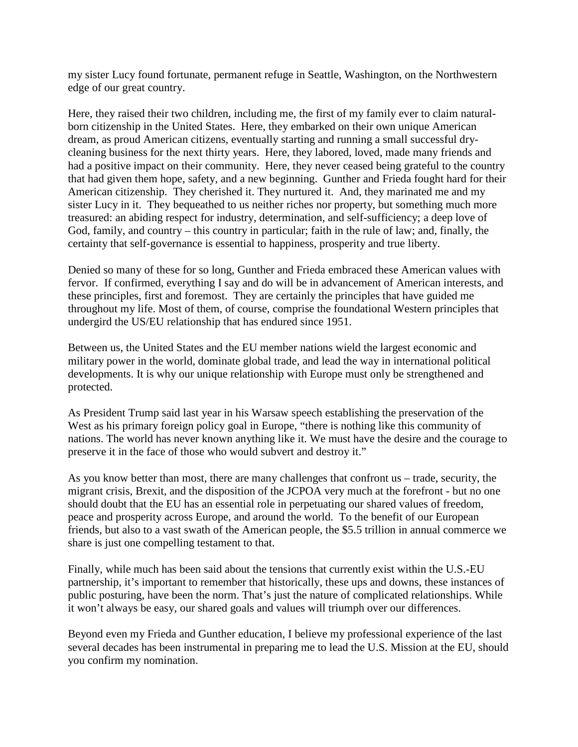my sister Lucy found fortunate, permanent refuge in Seattle, Washington, on the Northwestern edge of our great country.

Here, they raised their two children, including me, the first of my family ever to claim natural-born citizenship in the United States. Here, they embarked on their own unique American dream, as proud American citizens, eventually starting and running a small successful dry-cleaning business for the next thirty years. Here, they labored, loved, made many friends and had a positive impact on their community. Here, they never ceased being grateful to the country that had given them hope, safety, and a new beginning. Gunther and Frieda fought hard for their American citizenship. They cherished it. They nurtured it. And, they marinated me and my sister Lucy in it. They bequeathed to us neither riches nor property, but something much more treasured: an abiding respect for industry, determination, and self-sufficiency; a deep love of God, family, and country – this country in particular; faith in the rule of law; and, finally, the certainty that self-governance is essential to happiness, prosperity and true liberty.

Denied so many of these for so long, Gunther and Frieda embraced these American values with fervor. If confirmed, everything I say and do will be in advancement of American interests, and these principles, first and foremost. They are certainly the principles that have guided me throughout my life. Most of them, of course, comprise the foundational Western principles that undergird the US/EU relationship that has endured since 1951.

Between us, the United States and the EU member nations wield the largest economic and military power in the world, dominate global trade, and lead the way in international political developments. It is why our unique relationship with Europe must only be strengthened and protected.

As President Trump said last year in his Warsaw speech establishing the preservation of the West as his primary foreign policy goal in Europe, "there is nothing like this community of nations. The world has never known anything like it. We must have the desire and the courage to preserve it in the face of those who would subvert and destroy it."

As you know better than most, there are many challenges that confront us – trade, security, the migrant crisis, Brexit, and the disposition of the JCPOA very much at the forefront - but no one should doubt that the EU has an essential role in perpetuating our shared values of freedom, peace and prosperity across Europe, and around the world. To the benefit of our European friends, but also to a vast swath of the American people, the $5.5 trillion in annual commerce we share is just one compelling testament to that.

Finally, while much has been said about the tensions that currently exist within the U.S.-EU partnership, it's important to remember that historically, these ups and downs, these instances of public posturing, have been the norm. That's just the nature of complicated relationships. While it won't always be easy, our shared goals and values will triumph over our differences.

Beyond even my Frieda and Gunther education, I believe my professional experience of the last several decades has been instrumental in preparing me to lead the U.S. Mission at the EU, should you confirm my nomination.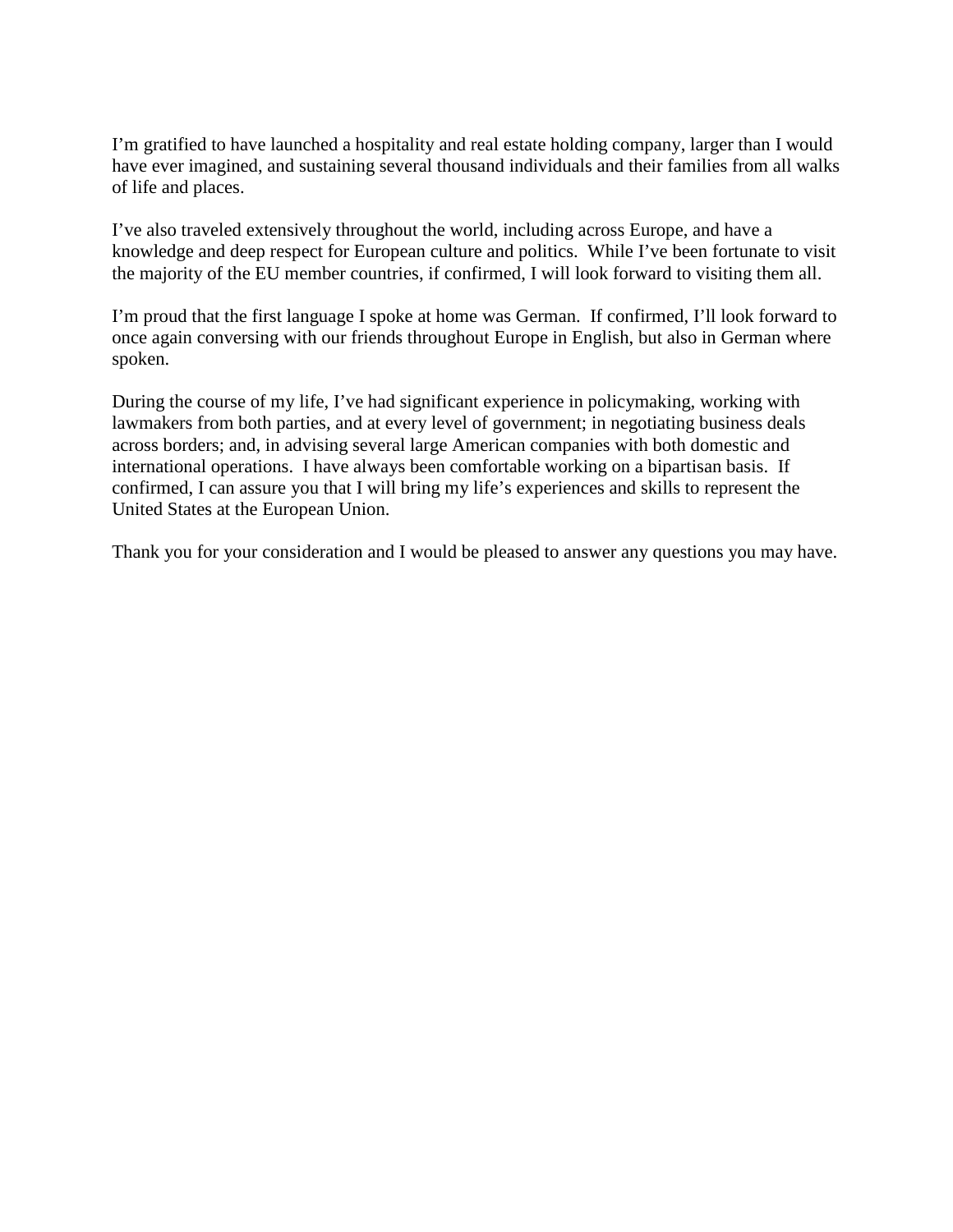I'm gratified to have launched a hospitality and real estate holding company, larger than I would have ever imagined, and sustaining several thousand individuals and their families from all walks of life and places.

I've also traveled extensively throughout the world, including across Europe, and have a knowledge and deep respect for European culture and politics. While I've been fortunate to visit the majority of the EU member countries, if confirmed, I will look forward to visiting them all.

I'm proud that the first language I spoke at home was German. If confirmed, I'll look forward to once again conversing with our friends throughout Europe in English, but also in German where spoken.

During the course of my life, I've had significant experience in policymaking, working with lawmakers from both parties, and at every level of government; in negotiating business deals across borders; and, in advising several large American companies with both domestic and international operations. I have always been comfortable working on a bipartisan basis. If confirmed, I can assure you that I will bring my life's experiences and skills to represent the United States at the European Union.

Thank you for your consideration and I would be pleased to answer any questions you may have.